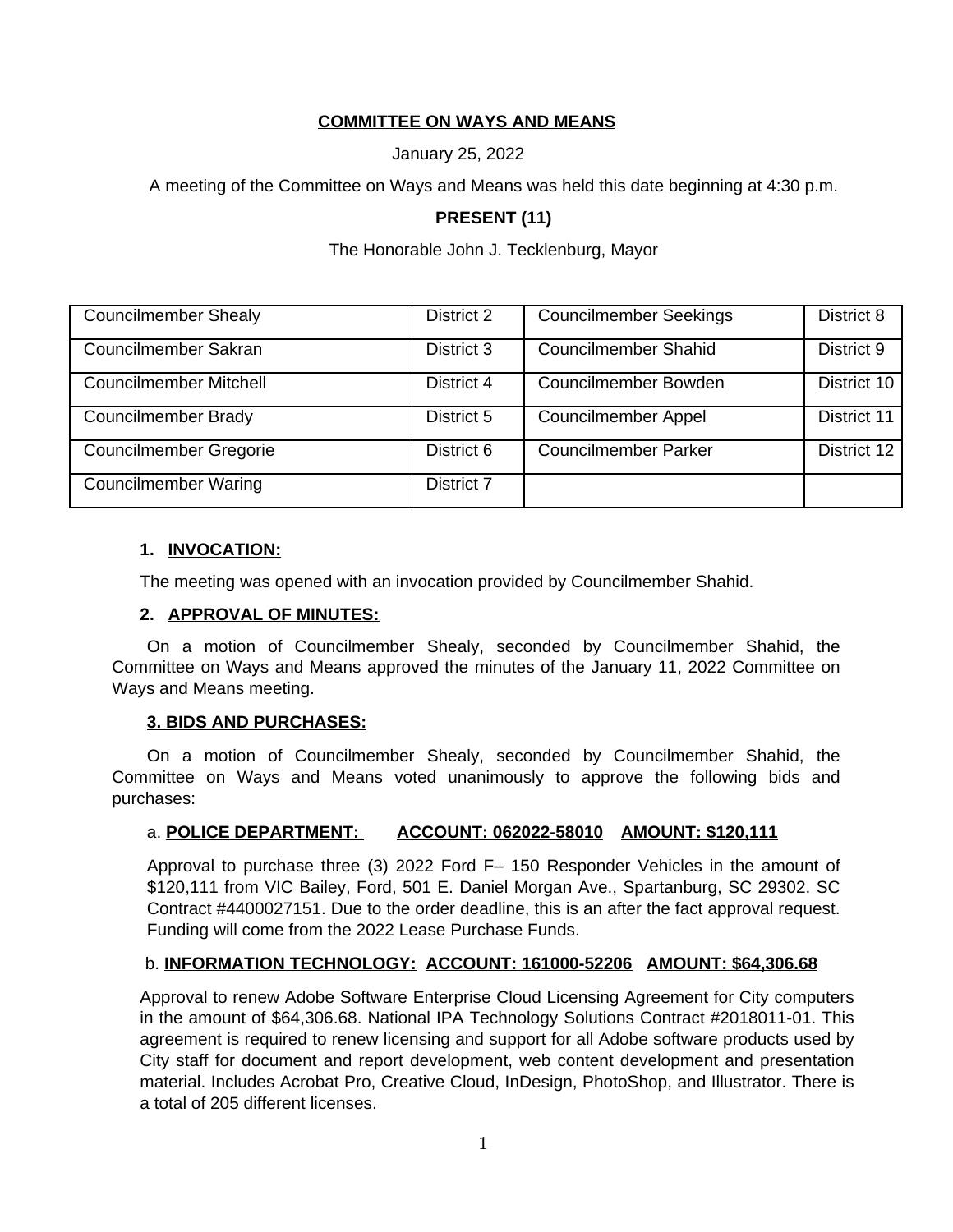**COMMITTEE ON WAYS AND MEANS**

January 25, 2022

A meeting of the Committee on Ways and Means was held this date beginning at 4:30 p.m.

**PRESENT (11)**

The Honorable John J. Tecklenburg, Mayor

| | | | |
|---|---|---|---|
| Councilmember Shealy | District 2 | Councilmember Seekings | District 8 |
| Councilmember Sakran | District 3 | Councilmember Shahid | District 9 |
| Councilmember Mitchell | District 4 | Councilmember Bowden | District 10 |
| Councilmember Brady | District 5 | Councilmember Appel | District 11 |
| Councilmember Gregorie | District 6 | Councilmember Parker | District 12 |
| Councilmember Waring | District 7 | | |

## 1. INVOCATION:

The meeting was opened with an invocation provided by Councilmember Shahid.

## 2. APPROVAL OF MINUTES:

On a motion of Councilmember Shealy, seconded by Councilmember Shahid, the Committee on Ways and Means approved the minutes of the January 11, 2022 Committee on Ways and Means meeting.

## 3. BIDS AND PURCHASES:

On a motion of Councilmember Shealy, seconded by Councilmember Shahid, the Committee on Ways and Means voted unanimously to approve the following bids and purchases:

a. **POLICE DEPARTMENT: ACCOUNT: 062022-58010 AMOUNT: $120,111**

Approval to purchase three (3) 2022 Ford F– 150 Responder Vehicles in the amount of $120,111 from VIC Bailey, Ford, 501 E. Daniel Morgan Ave., Spartanburg, SC 29302. SC Contract #4400027151. Due to the order deadline, this is an after the fact approval request. Funding will come from the 2022 Lease Purchase Funds.

b. **INFORMATION TECHNOLOGY: ACCOUNT: 161000-52206 AMOUNT: $64,306.68**

Approval to renew Adobe Software Enterprise Cloud Licensing Agreement for City computers in the amount of $64,306.68. National IPA Technology Solutions Contract #2018011-01. This agreement is required to renew licensing and support for all Adobe software products used by City staff for document and report development, web content development and presentation material. Includes Acrobat Pro, Creative Cloud, InDesign, PhotoShop, and Illustrator. There is a total of 205 different licenses.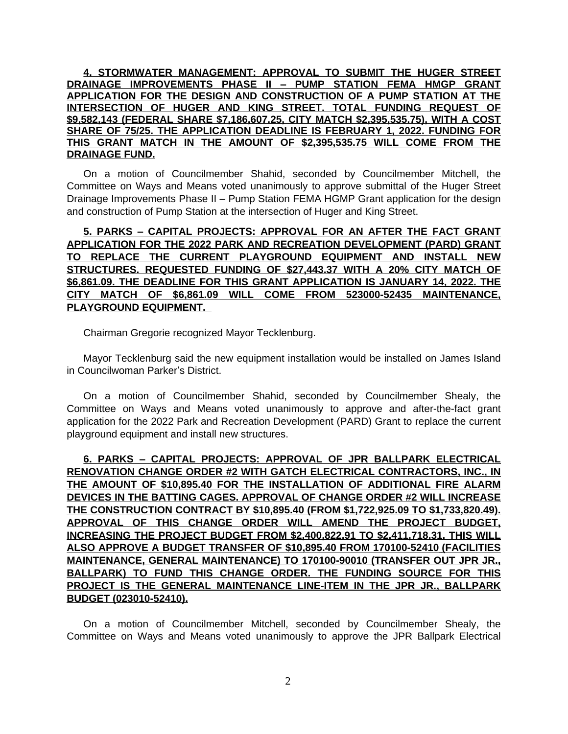**4. STORMWATER MANAGEMENT: APPROVAL TO SUBMIT THE HUGER STREET DRAINAGE IMPROVEMENTS PHASE II – PUMP STATION FEMA HMGP GRANT APPLICATION FOR THE DESIGN AND CONSTRUCTION OF A PUMP STATION AT THE INTERSECTION OF HUGER AND KING STREET. TOTAL FUNDING REQUEST OF $9,582,143 (FEDERAL SHARE $7,186,607.25, CITY MATCH $2,395,535.75), WITH A COST SHARE OF 75/25. THE APPLICATION DEADLINE IS FEBRUARY 1, 2022. FUNDING FOR THIS GRANT MATCH IN THE AMOUNT OF $2,395,535.75 WILL COME FROM THE DRAINAGE FUND.**

On a motion of Councilmember Shahid, seconded by Councilmember Mitchell, the Committee on Ways and Means voted unanimously to approve submittal of the Huger Street Drainage Improvements Phase II – Pump Station FEMA HGMP Grant application for the design and construction of Pump Station at the intersection of Huger and King Street.

**5. PARKS – CAPITAL PROJECTS: APPROVAL FOR AN AFTER THE FACT GRANT APPLICATION FOR THE 2022 PARK AND RECREATION DEVELOPMENT (PARD) GRANT TO REPLACE THE CURRENT PLAYGROUND EQUIPMENT AND INSTALL NEW STRUCTURES. REQUESTED FUNDING OF $27,443.37 WITH A 20% CITY MATCH OF $6,861.09. THE DEADLINE FOR THIS GRANT APPLICATION IS JANUARY 14, 2022. THE CITY MATCH OF $6,861.09 WILL COME FROM 523000-52435 MAINTENANCE, PLAYGROUND EQUIPMENT.**

Chairman Gregorie recognized Mayor Tecklenburg.

Mayor Tecklenburg said the new equipment installation would be installed on James Island in Councilwoman Parker's District.

On a motion of Councilmember Shahid, seconded by Councilmember Shealy, the Committee on Ways and Means voted unanimously to approve and after-the-fact grant application for the 2022 Park and Recreation Development (PARD) Grant to replace the current playground equipment and install new structures.

**6. PARKS – CAPITAL PROJECTS: APPROVAL OF JPR BALLPARK ELECTRICAL RENOVATION CHANGE ORDER #2 WITH GATCH ELECTRICAL CONTRACTORS, INC., IN THE AMOUNT OF $10,895.40 FOR THE INSTALLATION OF ADDITIONAL FIRE ALARM DEVICES IN THE BATTING CAGES. APPROVAL OF CHANGE ORDER #2 WILL INCREASE THE CONSTRUCTION CONTRACT BY $10,895.40 (FROM $1,722,925.09 TO $1,733,820.49). APPROVAL OF THIS CHANGE ORDER WILL AMEND THE PROJECT BUDGET, INCREASING THE PROJECT BUDGET FROM $2,400,822.91 TO $2,411,718.31. THIS WILL ALSO APPROVE A BUDGET TRANSFER OF $10,895.40 FROM 170100-52410 (FACILITIES MAINTENANCE, GENERAL MAINTENANCE) TO 170100-90010 (TRANSFER OUT JPR JR., BALLPARK) TO FUND THIS CHANGE ORDER. THE FUNDING SOURCE FOR THIS PROJECT IS THE GENERAL MAINTENANCE LINE-ITEM IN THE JPR JR., BALLPARK BUDGET (023010-52410).**

On a motion of Councilmember Mitchell, seconded by Councilmember Shealy, the Committee on Ways and Means voted unanimously to approve the JPR Ballpark Electrical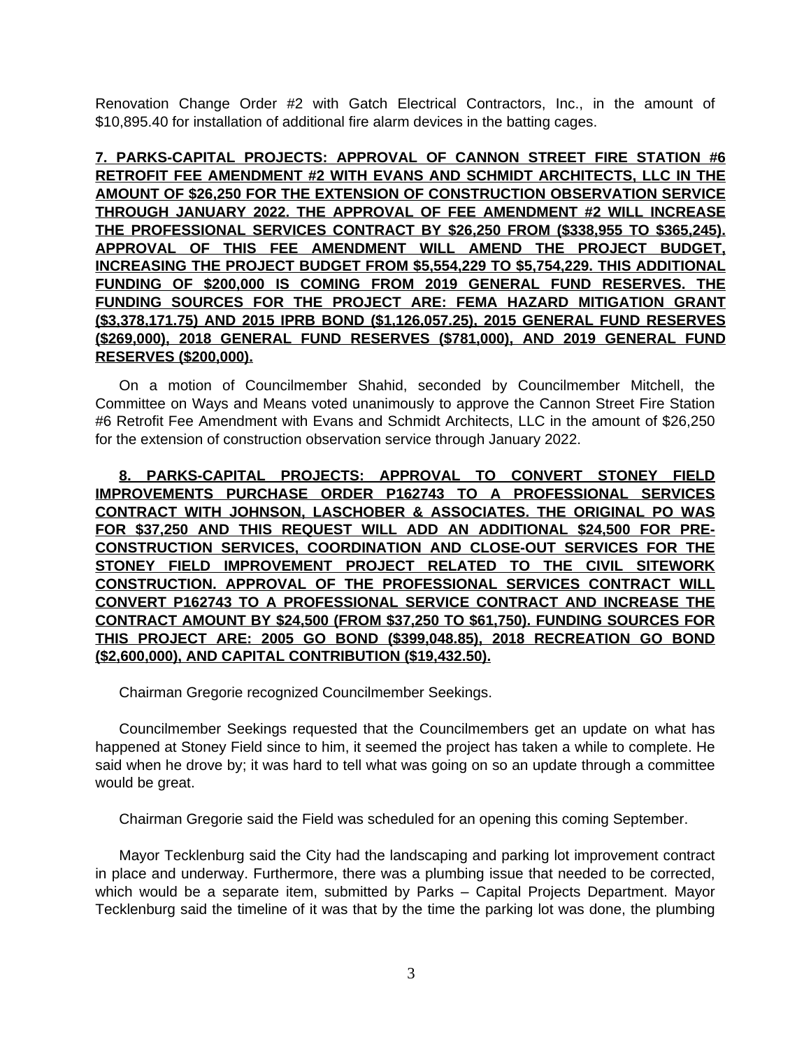Renovation Change Order #2 with Gatch Electrical Contractors, Inc., in the amount of $10,895.40 for installation of additional fire alarm devices in the batting cages.

**7. PARKS-CAPITAL PROJECTS: APPROVAL OF CANNON STREET FIRE STATION #6 RETROFIT FEE AMENDMENT #2 WITH EVANS AND SCHMIDT ARCHITECTS, LLC IN THE AMOUNT OF $26,250 FOR THE EXTENSION OF CONSTRUCTION OBSERVATION SERVICE THROUGH JANUARY 2022. THE APPROVAL OF FEE AMENDMENT #2 WILL INCREASE THE PROFESSIONAL SERVICES CONTRACT BY $26,250 FROM ($338,955 TO $365,245). APPROVAL OF THIS FEE AMENDMENT WILL AMEND THE PROJECT BUDGET, INCREASING THE PROJECT BUDGET FROM $5,554,229 TO $5,754,229. THIS ADDITIONAL FUNDING OF $200,000 IS COMING FROM 2019 GENERAL FUND RESERVES. THE FUNDING SOURCES FOR THE PROJECT ARE: FEMA HAZARD MITIGATION GRANT ($3,378,171.75) AND 2015 IPRB BOND ($1,126,057.25), 2015 GENERAL FUND RESERVES ($269,000), 2018 GENERAL FUND RESERVES ($781,000), AND 2019 GENERAL FUND RESERVES ($200,000).**

On a motion of Councilmember Shahid, seconded by Councilmember Mitchell, the Committee on Ways and Means voted unanimously to approve the Cannon Street Fire Station #6 Retrofit Fee Amendment with Evans and Schmidt Architects, LLC in the amount of $26,250 for the extension of construction observation service through January 2022.

**8. PARKS-CAPITAL PROJECTS: APPROVAL TO CONVERT STONEY FIELD IMPROVEMENTS PURCHASE ORDER P162743 TO A PROFESSIONAL SERVICES CONTRACT WITH JOHNSON, LASCHOBER & ASSOCIATES. THE ORIGINAL PO WAS FOR $37,250 AND THIS REQUEST WILL ADD AN ADDITIONAL $24,500 FOR PRE-CONSTRUCTION SERVICES, COORDINATION AND CLOSE-OUT SERVICES FOR THE STONEY FIELD IMPROVEMENT PROJECT RELATED TO THE CIVIL SITEWORK CONSTRUCTION. APPROVAL OF THE PROFESSIONAL SERVICES CONTRACT WILL CONVERT P162743 TO A PROFESSIONAL SERVICE CONTRACT AND INCREASE THE CONTRACT AMOUNT BY $24,500 (FROM $37,250 TO $61,750). FUNDING SOURCES FOR THIS PROJECT ARE: 2005 GO BOND ($399,048.85), 2018 RECREATION GO BOND ($2,600,000), AND CAPITAL CONTRIBUTION ($19,432.50).**

Chairman Gregorie recognized Councilmember Seekings.

Councilmember Seekings requested that the Councilmembers get an update on what has happened at Stoney Field since to him, it seemed the project has taken a while to complete. He said when he drove by; it was hard to tell what was going on so an update through a committee would be great.

Chairman Gregorie said the Field was scheduled for an opening this coming September.

Mayor Tecklenburg said the City had the landscaping and parking lot improvement contract in place and underway. Furthermore, there was a plumbing issue that needed to be corrected, which would be a separate item, submitted by Parks – Capital Projects Department. Mayor Tecklenburg said the timeline of it was that by the time the parking lot was done, the plumbing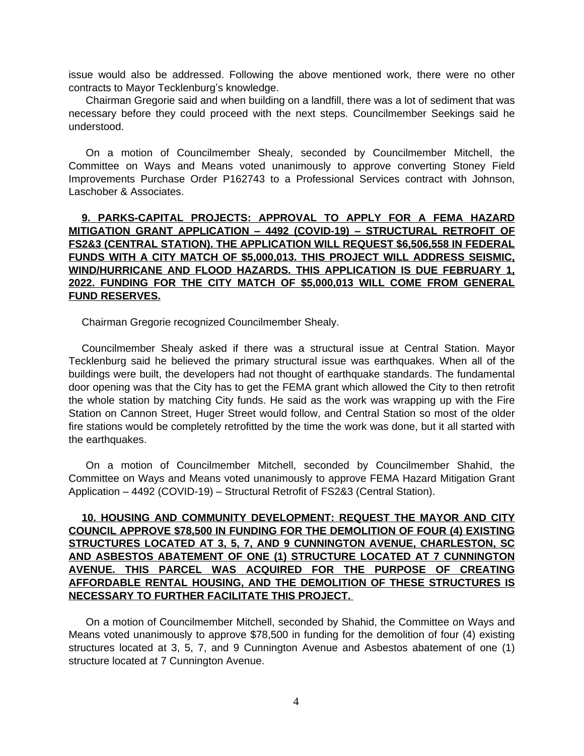issue would also be addressed. Following the above mentioned work, there were no other contracts to Mayor Tecklenburg's knowledge.

Chairman Gregorie said and when building on a landfill, there was a lot of sediment that was necessary before they could proceed with the next steps. Councilmember Seekings said he understood.

On a motion of Councilmember Shealy, seconded by Councilmember Mitchell, the Committee on Ways and Means voted unanimously to approve converting Stoney Field Improvements Purchase Order P162743 to a Professional Services contract with Johnson, Laschober & Associates.

**9. PARKS-CAPITAL PROJECTS: APPROVAL TO APPLY FOR A FEMA HAZARD MITIGATION GRANT APPLICATION – 4492 (COVID-19) – STRUCTURAL RETROFIT OF FS2&3 (CENTRAL STATION). THE APPLICATION WILL REQUEST $6,506,558 IN FEDERAL FUNDS WITH A CITY MATCH OF $5,000,013. THIS PROJECT WILL ADDRESS SEISMIC, WIND/HURRICANE AND FLOOD HAZARDS. THIS APPLICATION IS DUE FEBRUARY 1, 2022. FUNDING FOR THE CITY MATCH OF $5,000,013 WILL COME FROM GENERAL FUND RESERVES.**

Chairman Gregorie recognized Councilmember Shealy.

Councilmember Shealy asked if there was a structural issue at Central Station. Mayor Tecklenburg said he believed the primary structural issue was earthquakes. When all of the buildings were built, the developers had not thought of earthquake standards. The fundamental door opening was that the City has to get the FEMA grant which allowed the City to then retrofit the whole station by matching City funds. He said as the work was wrapping up with the Fire Station on Cannon Street, Huger Street would follow, and Central Station so most of the older fire stations would be completely retrofitted by the time the work was done, but it all started with the earthquakes.

On a motion of Councilmember Mitchell, seconded by Councilmember Shahid, the Committee on Ways and Means voted unanimously to approve FEMA Hazard Mitigation Grant Application – 4492 (COVID-19) – Structural Retrofit of FS2&3 (Central Station).

**10. HOUSING AND COMMUNITY DEVELOPMENT: REQUEST THE MAYOR AND CITY COUNCIL APPROVE $78,500 IN FUNDING FOR THE DEMOLITION OF FOUR (4) EXISTING STRUCTURES LOCATED AT 3, 5, 7, AND 9 CUNNINGTON AVENUE, CHARLESTON, SC AND ASBESTOS ABATEMENT OF ONE (1) STRUCTURE LOCATED AT 7 CUNNINGTON AVENUE. THIS PARCEL WAS ACQUIRED FOR THE PURPOSE OF CREATING AFFORDABLE RENTAL HOUSING, AND THE DEMOLITION OF THESE STRUCTURES IS NECESSARY TO FURTHER FACILITATE THIS PROJECT.**

On a motion of Councilmember Mitchell, seconded by Shahid, the Committee on Ways and Means voted unanimously to approve $78,500 in funding for the demolition of four (4) existing structures located at 3, 5, 7, and 9 Cunnington Avenue and Asbestos abatement of one (1) structure located at 7 Cunnington Avenue.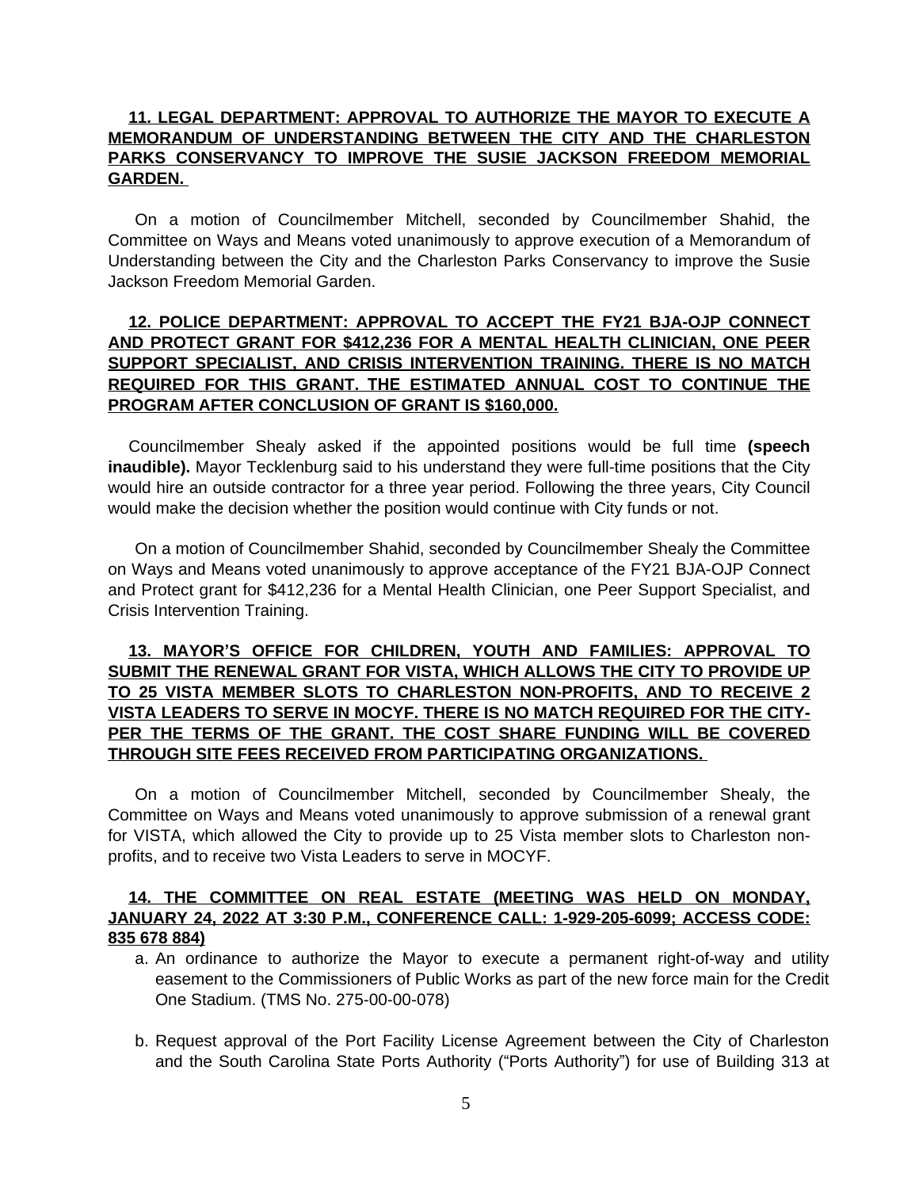**11. LEGAL DEPARTMENT: APPROVAL TO AUTHORIZE THE MAYOR TO EXECUTE A MEMORANDUM OF UNDERSTANDING BETWEEN THE CITY AND THE CHARLESTON PARKS CONSERVANCY TO IMPROVE THE SUSIE JACKSON FREEDOM MEMORIAL GARDEN.**

On a motion of Councilmember Mitchell, seconded by Councilmember Shahid, the Committee on Ways and Means voted unanimously to approve execution of a Memorandum of Understanding between the City and the Charleston Parks Conservancy to improve the Susie Jackson Freedom Memorial Garden.

**12. POLICE DEPARTMENT: APPROVAL TO ACCEPT THE FY21 BJA-OJP CONNECT AND PROTECT GRANT FOR $412,236 FOR A MENTAL HEALTH CLINICIAN, ONE PEER SUPPORT SPECIALIST, AND CRISIS INTERVENTION TRAINING. THERE IS NO MATCH REQUIRED FOR THIS GRANT. THE ESTIMATED ANNUAL COST TO CONTINUE THE PROGRAM AFTER CONCLUSION OF GRANT IS $160,000.**

Councilmember Shealy asked if the appointed positions would be full time **(speech inaudible).** Mayor Tecklenburg said to his understand they were full-time positions that the City would hire an outside contractor for a three year period. Following the three years, City Council would make the decision whether the position would continue with City funds or not.

On a motion of Councilmember Shahid, seconded by Councilmember Shealy the Committee on Ways and Means voted unanimously to approve acceptance of the FY21 BJA-OJP Connect and Protect grant for $412,236 for a Mental Health Clinician, one Peer Support Specialist, and Crisis Intervention Training.

**13. MAYOR'S OFFICE FOR CHILDREN, YOUTH AND FAMILIES: APPROVAL TO SUBMIT THE RENEWAL GRANT FOR VISTA, WHICH ALLOWS THE CITY TO PROVIDE UP TO 25 VISTA MEMBER SLOTS TO CHARLESTON NON-PROFITS, AND TO RECEIVE 2 VISTA LEADERS TO SERVE IN MOCYF. THERE IS NO MATCH REQUIRED FOR THE CITY-PER THE TERMS OF THE GRANT. THE COST SHARE FUNDING WILL BE COVERED THROUGH SITE FEES RECEIVED FROM PARTICIPATING ORGANIZATIONS.**

On a motion of Councilmember Mitchell, seconded by Councilmember Shealy, the Committee on Ways and Means voted unanimously to approve submission of a renewal grant for VISTA, which allowed the City to provide up to 25 Vista member slots to Charleston non-profits, and to receive two Vista Leaders to serve in MOCYF.

**14. THE COMMITTEE ON REAL ESTATE (MEETING WAS HELD ON MONDAY, JANUARY 24, 2022 AT 3:30 P.M., CONFERENCE CALL: 1-929-205-6099; ACCESS CODE: 835 678 884)**

a. An ordinance to authorize the Mayor to execute a permanent right-of-way and utility easement to the Commissioners of Public Works as part of the new force main for the Credit One Stadium. (TMS No. 275-00-00-078)

b. Request approval of the Port Facility License Agreement between the City of Charleston and the South Carolina State Ports Authority ("Ports Authority") for use of Building 313 at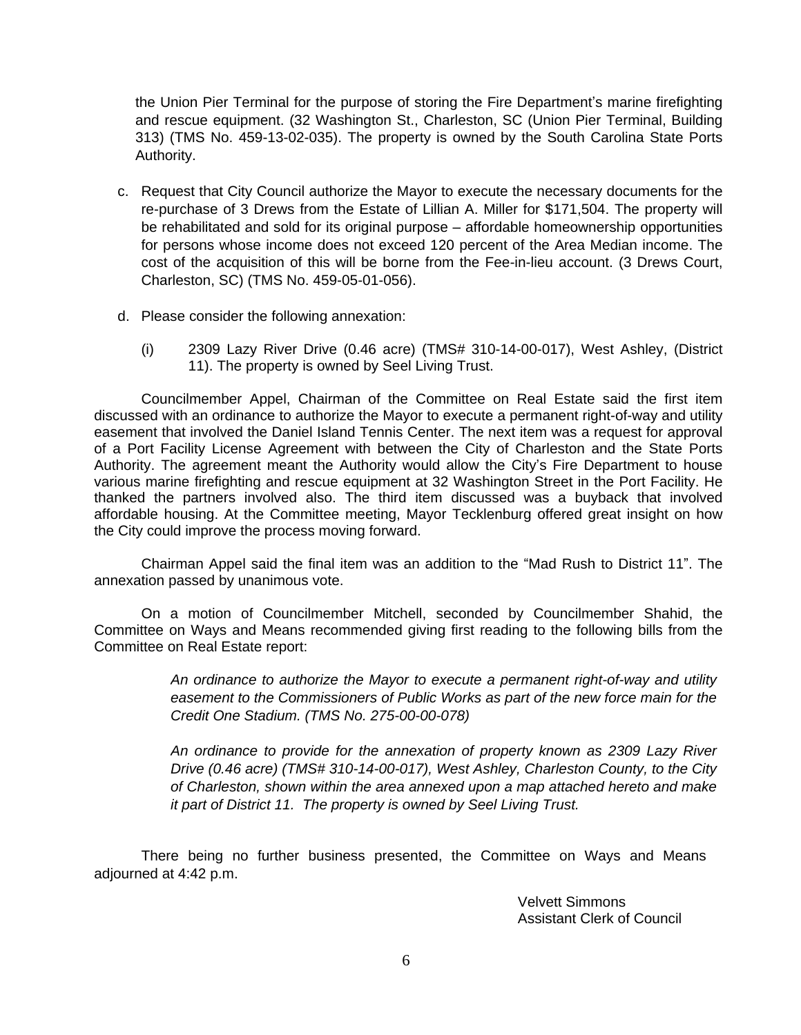the Union Pier Terminal for the purpose of storing the Fire Department's marine firefighting and rescue equipment. (32 Washington St., Charleston, SC (Union Pier Terminal, Building 313) (TMS No. 459-13-02-035). The property is owned by the South Carolina State Ports Authority.

c. Request that City Council authorize the Mayor to execute the necessary documents for the re-purchase of 3 Drews from the Estate of Lillian A. Miller for $171,504. The property will be rehabilitated and sold for its original purpose – affordable homeownership opportunities for persons whose income does not exceed 120 percent of the Area Median income. The cost of the acquisition of this will be borne from the Fee-in-lieu account. (3 Drews Court, Charleston, SC) (TMS No. 459-05-01-056).

d. Please consider the following annexation:

   (i) 2309 Lazy River Drive (0.46 acre) (TMS# 310-14-00-017), West Ashley, (District 11). The property is owned by Seel Living Trust.

Councilmember Appel, Chairman of the Committee on Real Estate said the first item discussed with an ordinance to authorize the Mayor to execute a permanent right-of-way and utility easement that involved the Daniel Island Tennis Center. The next item was a request for approval of a Port Facility License Agreement with between the City of Charleston and the State Ports Authority. The agreement meant the Authority would allow the City's Fire Department to house various marine firefighting and rescue equipment at 32 Washington Street in the Port Facility. He thanked the partners involved also. The third item discussed was a buyback that involved affordable housing. At the Committee meeting, Mayor Tecklenburg offered great insight on how the City could improve the process moving forward.

Chairman Appel said the final item was an addition to the "Mad Rush to District 11". The annexation passed by unanimous vote.

On a motion of Councilmember Mitchell, seconded by Councilmember Shahid, the Committee on Ways and Means recommended giving first reading to the following bills from the Committee on Real Estate report:

> *An ordinance to authorize the Mayor to execute a permanent right-of-way and utility easement to the Commissioners of Public Works as part of the new force main for the Credit One Stadium. (TMS No. 275-00-00-078)*
>
> *An ordinance to provide for the annexation of property known as 2309 Lazy River Drive (0.46 acre) (TMS# 310-14-00-017), West Ashley, Charleston County, to the City of Charleston, shown within the area annexed upon a map attached hereto and make it part of District 11. The property is owned by Seel Living Trust.*

There being no further business presented, the Committee on Ways and Means adjourned at 4:42 p.m.

Velvett Simmons
Assistant Clerk of Council